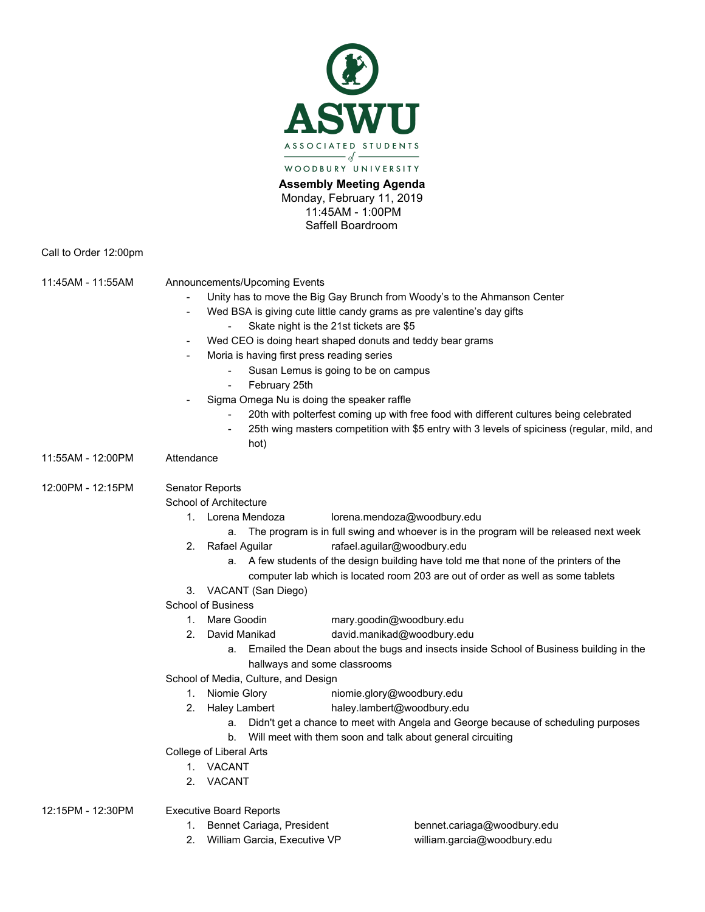**ASWU**

ASSOCIATED STUDENTS of WOODBURY UNIVERSITY

**Assembly Meeting Agenda**
Monday, February 11, 2019
11:45AM - 1:00PM
Saffell Boardroom

Call to Order 12:00pm

11:45AM - 11:55AM Announcements/Upcoming Events

- Unity has to move the Big Gay Brunch from Woody's to the Ahmanson Center
- Wed BSA is giving cute little candy grams as pre valentine's day gifts
    - Skate night is the 21st tickets are $5
- Wed CEO is doing heart shaped donuts and teddy bear grams
- Moria is having first press reading series
    - Susan Lemus is going to be on campus
    - February 25th
- Sigma Omega Nu is doing the speaker raffle
    - 20th with polterfest coming up with free food with different cultures being celebrated
    - 25th wing masters competition with $5 entry with 3 levels of spiciness (regular, mild, and hot)

11:55AM - 12:00PM Attendance

12:00PM - 12:15PM Senator Reports

School of Architecture

1. Lorena Mendoza lorena.mendoza@woodbury.edu
    a. The program is in full swing and whoever is in the program will be released next week
2. Rafael Aguilar rafael.aguilar@woodbury.edu
    a. A few students of the design building have told me that none of the printers of the computer lab which is located room 203 are out of order as well as some tablets
3. VACANT (San Diego)

School of Business

1. Mare Goodin mary.goodin@woodbury.edu
2. David Manikad david.manikad@woodbury.edu
    a. Emailed the Dean about the bugs and insects inside School of Business building in the hallways and some classrooms

School of Media, Culture, and Design

1. Niomie Glory niomie.glory@woodbury.edu
2. Haley Lambert haley.lambert@woodbury.edu
    a. Didn't get a chance to meet with Angela and George because of scheduling purposes
    b. Will meet with them soon and talk about general circuiting

College of Liberal Arts

1. VACANT
2. VACANT

12:15PM - 12:30PM Executive Board Reports

1. Bennet Cariaga, President bennet.cariaga@woodbury.edu
2. William Garcia, Executive VP william.garcia@woodbury.edu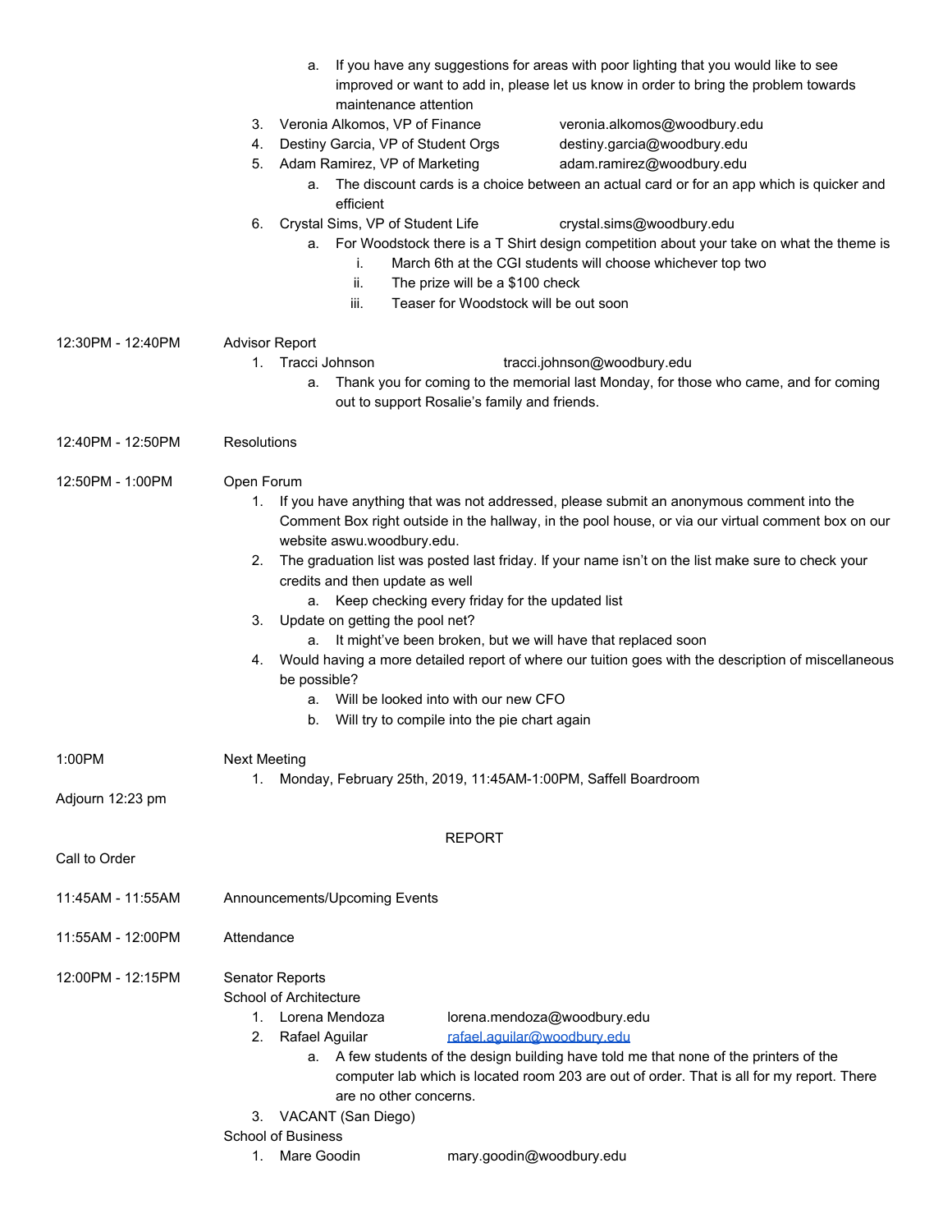a. If you have any suggestions for areas with poor lighting that you would like to see improved or want to add in, please let us know in order to bring the problem towards maintenance attention

3. Veronia Alkomos, VP of Finance veronia.alkomos@woodbury.edu
4. Destiny Garcia, VP of Student Orgs destiny.garcia@woodbury.edu
5. Adam Ramirez, VP of Marketing adam.ramirez@woodbury.edu
   a. The discount cards is a choice between an actual card or for an app which is quicker and efficient
6. Crystal Sims, VP of Student Life crystal.sims@woodbury.edu
   a. For Woodstock there is a T Shirt design competition about your take on what the theme is
      i. March 6th at the CGI students will choose whichever top two
      ii. The prize will be a $100 check
      iii. Teaser for Woodstock will be out soon

12:30PM - 12:40PM Advisor Report

1. Tracci Johnson tracci.johnson@woodbury.edu
   a. Thank you for coming to the memorial last Monday, for those who came, and for coming out to support Rosalie's family and friends.

12:40PM - 12:50PM Resolutions

12:50PM - 1:00PM Open Forum

1. If you have anything that was not addressed, please submit an anonymous comment into the Comment Box right outside in the hallway, in the pool house, or via our virtual comment box on our website aswu.woodbury.edu.
2. The graduation list was posted last friday. If your name isn't on the list make sure to check your credits and then update as well
   a. Keep checking every friday for the updated list
3. Update on getting the pool net?
   a. It might've been broken, but we will have that replaced soon
4. Would having a more detailed report of where our tuition goes with the description of miscellaneous be possible?
   a. Will be looked into with our new CFO
   b. Will try to compile into the pie chart again

1:00PM Next Meeting

1. Monday, February 25th, 2019, 11:45AM-1:00PM, Saffell Boardroom

Adjourn 12:23 pm

REPORT

Call to Order

11:45AM - 11:55AM Announcements/Upcoming Events

11:55AM - 12:00PM Attendance

12:00PM - 12:15PM Senator Reports

School of Architecture

1. Lorena Mendoza lorena.mendoza@woodbury.edu
2. Rafael Aguilar rafael.aguilar@woodbury.edu
   a. A few students of the design building have told me that none of the printers of the computer lab which is located room 203 are out of order. That is all for my report. There are no other concerns.
3. VACANT (San Diego)

School of Business

1. Mare Goodin mary.goodin@woodbury.edu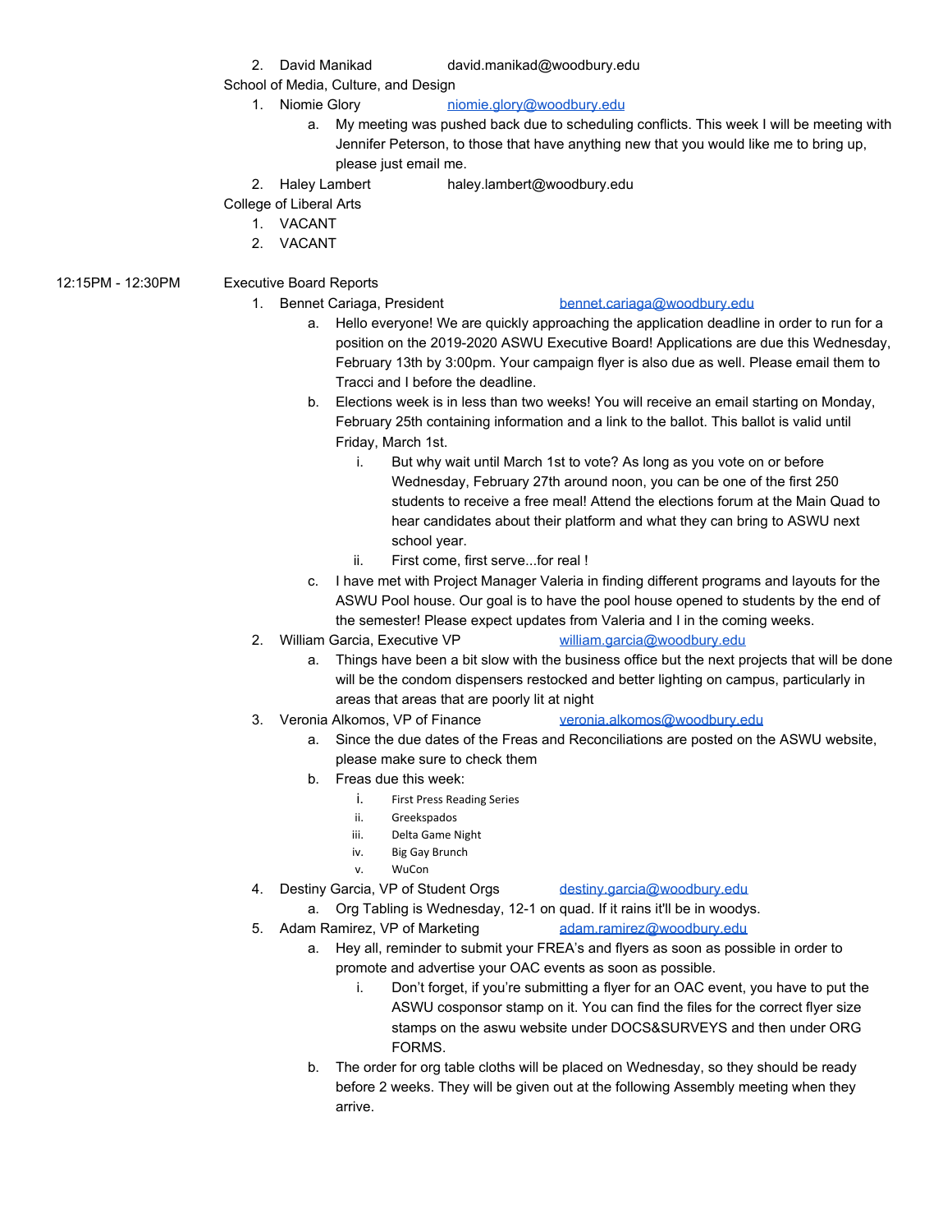2. David Manikad david.manikad@woodbury.edu

School of Media, Culture, and Design

1. Niomie Glory niomie.glory@woodbury.edu
    a. My meeting was pushed back due to scheduling conflicts. This week I will be meeting with Jennifer Peterson, to those that have anything new that you would like me to bring up, please just email me.
2. Haley Lambert haley.lambert@woodbury.edu

College of Liberal Arts

1. VACANT
2. VACANT

12:15PM - 12:30PM Executive Board Reports

1. Bennet Cariaga, President bennet.cariaga@woodbury.edu
    a. Hello everyone! We are quickly approaching the application deadline in order to run for a position on the 2019-2020 ASWU Executive Board! Applications are due this Wednesday, February 13th by 3:00pm. Your campaign flyer is also due as well. Please email them to Tracci and I before the deadline.
    b. Elections week is in less than two weeks! You will receive an email starting on Monday, February 25th containing information and a link to the ballot. This ballot is valid until Friday, March 1st.
        i. But why wait until March 1st to vote? As long as you vote on or before Wednesday, February 27th around noon, you can be one of the first 250 students to receive a free meal! Attend the elections forum at the Main Quad to hear candidates about their platform and what they can bring to ASWU next school year.
        ii. First come, first serve...for real !
    c. I have met with Project Manager Valeria in finding different programs and layouts for the ASWU Pool house. Our goal is to have the pool house opened to students by the end of the semester! Please expect updates from Valeria and I in the coming weeks.
2. William Garcia, Executive VP william.garcia@woodbury.edu
    a. Things have been a bit slow with the business office but the next projects that will be done will be the condom dispensers restocked and better lighting on campus, particularly in areas that areas that are poorly lit at night
3. Veronia Alkomos, VP of Finance veronia.alkomos@woodbury.edu
    a. Since the due dates of the Freas and Reconciliations are posted on the ASWU website, please make sure to check them
    b. Freas due this week:
        i. First Press Reading Series
        ii. Greekspados
        iii. Delta Game Night
        iv. Big Gay Brunch
        v. WuCon
4. Destiny Garcia, VP of Student Orgs destiny.garcia@woodbury.edu
    a. Org Tabling is Wednesday, 12-1 on quad. If it rains it'll be in woodys.
5. Adam Ramirez, VP of Marketing adam.ramirez@woodbury.edu
    a. Hey all, reminder to submit your FREA's and flyers as soon as possible in order to promote and advertise your OAC events as soon as possible.
        i. Don't forget, if you're submitting a flyer for an OAC event, you have to put the ASWU cosponsor stamp on it. You can find the files for the correct flyer size stamps on the aswu website under DOCS&SURVEYS and then under ORG FORMS.
    b. The order for org table cloths will be placed on Wednesday, so they should be ready before 2 weeks. They will be given out at the following Assembly meeting when they arrive.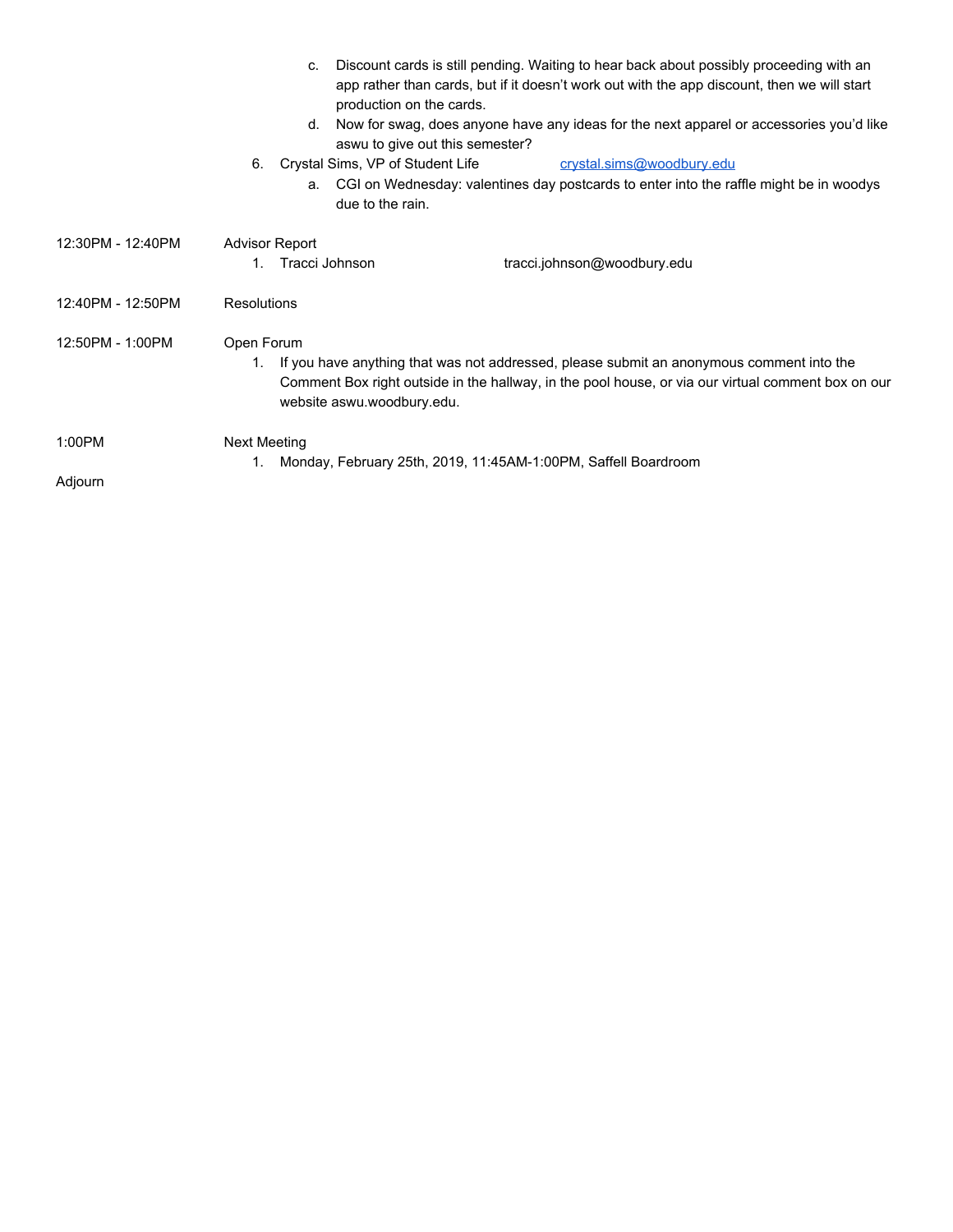c. Discount cards is still pending. Waiting to hear back about possibly proceeding with an app rather than cards, but if it doesn't work out with the app discount, then we will start production on the cards.

d. Now for swag, does anyone have any ideas for the next apparel or accessories you'd like aswu to give out this semester?

6. Crystal Sims, VP of Student Life crystal.sims@woodbury.edu

   a. CGI on Wednesday: valentines day postcards to enter into the raffle might be in woodys due to the rain.

12:30PM - 12:40PM Advisor Report

1. Tracci Johnson tracci.johnson@woodbury.edu

12:40PM - 12:50PM Resolutions

12:50PM - 1:00PM Open Forum

1. If you have anything that was not addressed, please submit an anonymous comment into the Comment Box right outside in the hallway, in the pool house, or via our virtual comment box on our website aswu.woodbury.edu.

1:00PM Next Meeting

1. Monday, February 25th, 2019, 11:45AM-1:00PM, Saffell Boardroom

Adjourn